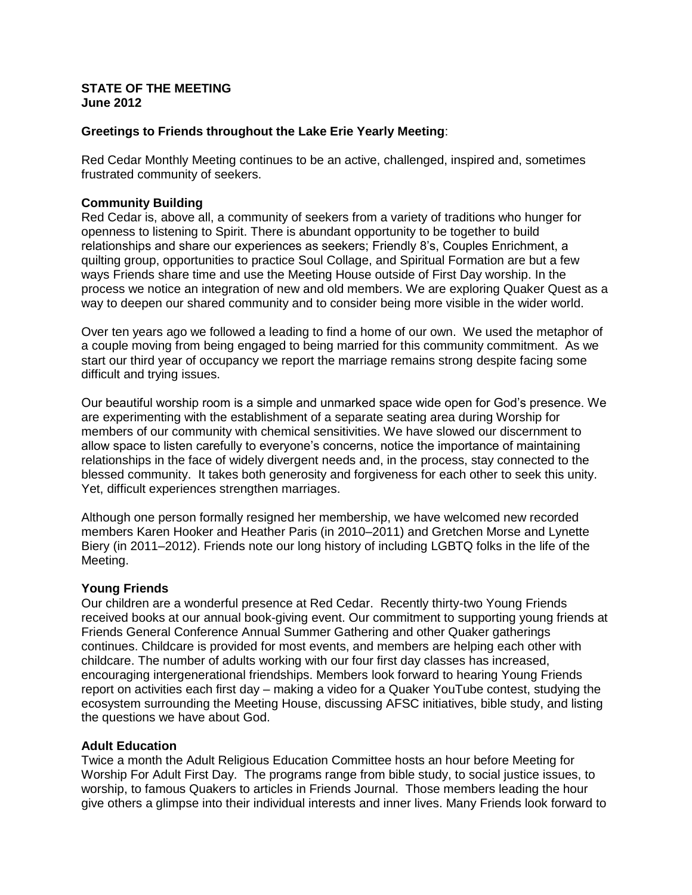**STATE OF THE MEETING**
**June 2012**

**Greetings to Friends throughout the Lake Erie Yearly Meeting**:

Red Cedar Monthly Meeting continues to be an active, challenged, inspired and, sometimes frustrated community of seekers.

**Community Building**

Red Cedar is, above all, a community of seekers from a variety of traditions who hunger for openness to listening to Spirit. There is abundant opportunity to be together to build relationships and share our experiences as seekers; Friendly 8's, Couples Enrichment, a quilting group, opportunities to practice Soul Collage, and Spiritual Formation are but a few ways Friends share time and use the Meeting House outside of First Day worship. In the process we notice an integration of new and old members. We are exploring Quaker Quest as a way to deepen our shared community and to consider being more visible in the wider world.

Over ten years ago we followed a leading to find a home of our own. We used the metaphor of a couple moving from being engaged to being married for this community commitment. As we start our third year of occupancy we report the marriage remains strong despite facing some difficult and trying issues.

Our beautiful worship room is a simple and unmarked space wide open for God's presence. We are experimenting with the establishment of a separate seating area during Worship for members of our community with chemical sensitivities. We have slowed our discernment to allow space to listen carefully to everyone's concerns, notice the importance of maintaining relationships in the face of widely divergent needs and, in the process, stay connected to the blessed community. It takes both generosity and forgiveness for each other to seek this unity. Yet, difficult experiences strengthen marriages.

Although one person formally resigned her membership, we have welcomed new recorded members Karen Hooker and Heather Paris (in 2010–2011) and Gretchen Morse and Lynette Biery (in 2011–2012). Friends note our long history of including LGBTQ folks in the life of the Meeting.

**Young Friends**

Our children are a wonderful presence at Red Cedar. Recently thirty-two Young Friends received books at our annual book-giving event. Our commitment to supporting young friends at Friends General Conference Annual Summer Gathering and other Quaker gatherings continues. Childcare is provided for most events, and members are helping each other with childcare. The number of adults working with our four first day classes has increased, encouraging intergenerational friendships. Members look forward to hearing Young Friends report on activities each first day – making a video for a Quaker YouTube contest, studying the ecosystem surrounding the Meeting House, discussing AFSC initiatives, bible study, and listing the questions we have about God.

**Adult Education**

Twice a month the Adult Religious Education Committee hosts an hour before Meeting for Worship For Adult First Day. The programs range from bible study, to social justice issues, to worship, to famous Quakers to articles in Friends Journal. Those members leading the hour give others a glimpse into their individual interests and inner lives. Many Friends look forward to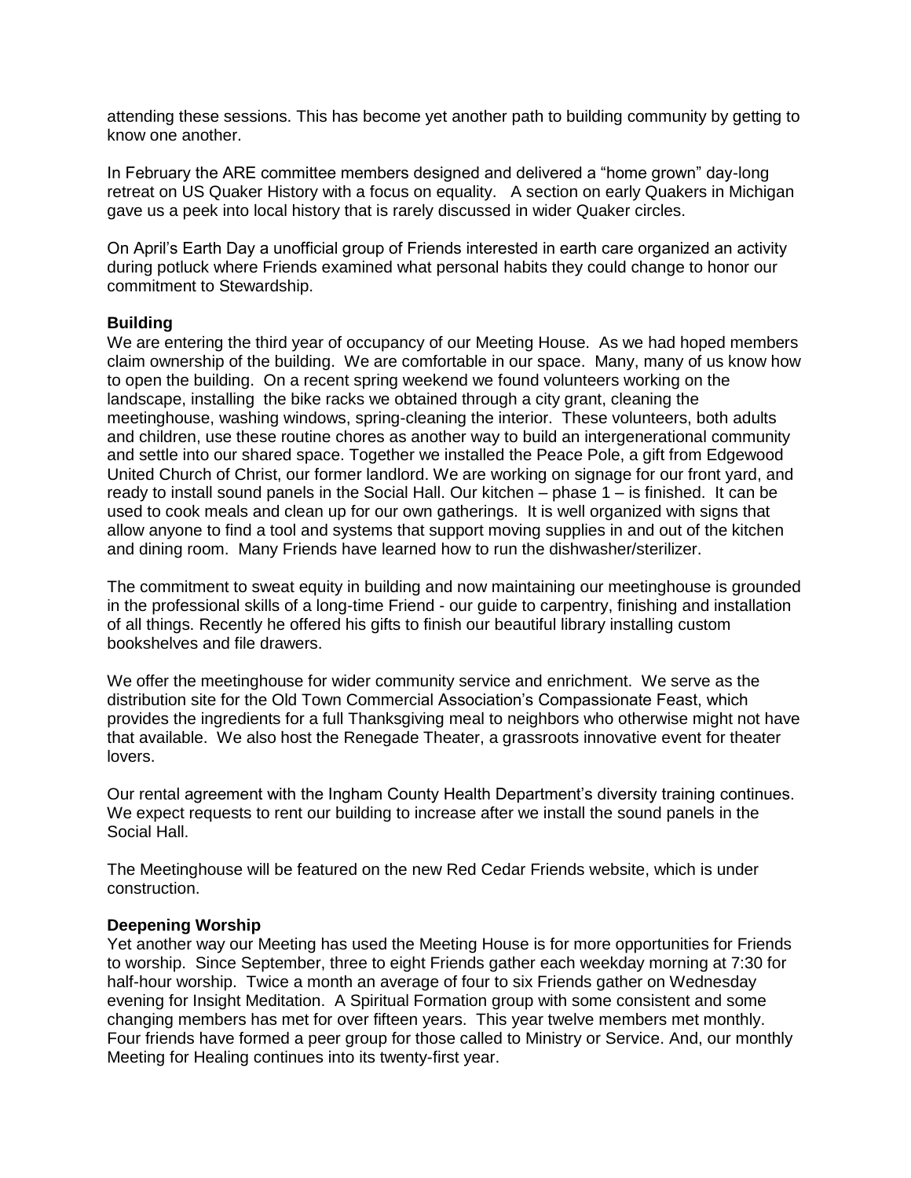attending these sessions. This has become yet another path to building community by getting to know one another.

In February the ARE committee members designed and delivered a "home grown" day-long retreat on US Quaker History with a focus on equality. A section on early Quakers in Michigan gave us a peek into local history that is rarely discussed in wider Quaker circles.

On April's Earth Day a unofficial group of Friends interested in earth care organized an activity during potluck where Friends examined what personal habits they could change to honor our commitment to Stewardship.

**Building**

We are entering the third year of occupancy of our Meeting House. As we had hoped members claim ownership of the building. We are comfortable in our space. Many, many of us know how to open the building. On a recent spring weekend we found volunteers working on the landscape, installing the bike racks we obtained through a city grant, cleaning the meetinghouse, washing windows, spring-cleaning the interior. These volunteers, both adults and children, use these routine chores as another way to build an intergenerational community and settle into our shared space. Together we installed the Peace Pole, a gift from Edgewood United Church of Christ, our former landlord. We are working on signage for our front yard, and ready to install sound panels in the Social Hall. Our kitchen – phase 1 – is finished. It can be used to cook meals and clean up for our own gatherings. It is well organized with signs that allow anyone to find a tool and systems that support moving supplies in and out of the kitchen and dining room. Many Friends have learned how to run the dishwasher/sterilizer.

The commitment to sweat equity in building and now maintaining our meetinghouse is grounded in the professional skills of a long-time Friend - our guide to carpentry, finishing and installation of all things. Recently he offered his gifts to finish our beautiful library installing custom bookshelves and file drawers.

We offer the meetinghouse for wider community service and enrichment. We serve as the distribution site for the Old Town Commercial Association's Compassionate Feast, which provides the ingredients for a full Thanksgiving meal to neighbors who otherwise might not have that available. We also host the Renegade Theater, a grassroots innovative event for theater lovers.

Our rental agreement with the Ingham County Health Department's diversity training continues. We expect requests to rent our building to increase after we install the sound panels in the Social Hall.

The Meetinghouse will be featured on the new Red Cedar Friends website, which is under construction.

**Deepening Worship**

Yet another way our Meeting has used the Meeting House is for more opportunities for Friends to worship. Since September, three to eight Friends gather each weekday morning at 7:30 for half-hour worship. Twice a month an average of four to six Friends gather on Wednesday evening for Insight Meditation. A Spiritual Formation group with some consistent and some changing members has met for over fifteen years. This year twelve members met monthly. Four friends have formed a peer group for those called to Ministry or Service. And, our monthly Meeting for Healing continues into its twenty-first year.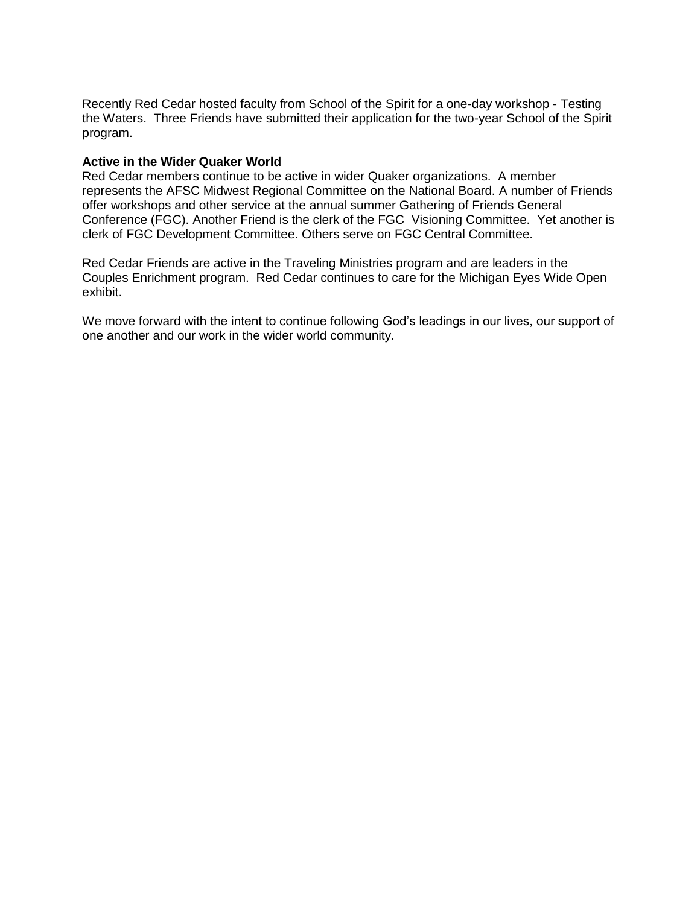Recently Red Cedar hosted faculty from School of the Spirit for a one-day workshop - Testing the Waters. Three Friends have submitted their application for the two-year School of the Spirit program.

**Active in the Wider Quaker World**

Red Cedar members continue to be active in wider Quaker organizations. A member represents the AFSC Midwest Regional Committee on the National Board. A number of Friends offer workshops and other service at the annual summer Gathering of Friends General Conference (FGC). Another Friend is the clerk of the FGC Visioning Committee. Yet another is clerk of FGC Development Committee. Others serve on FGC Central Committee.

Red Cedar Friends are active in the Traveling Ministries program and are leaders in the Couples Enrichment program. Red Cedar continues to care for the Michigan Eyes Wide Open exhibit.

We move forward with the intent to continue following God's leadings in our lives, our support of one another and our work in the wider world community.